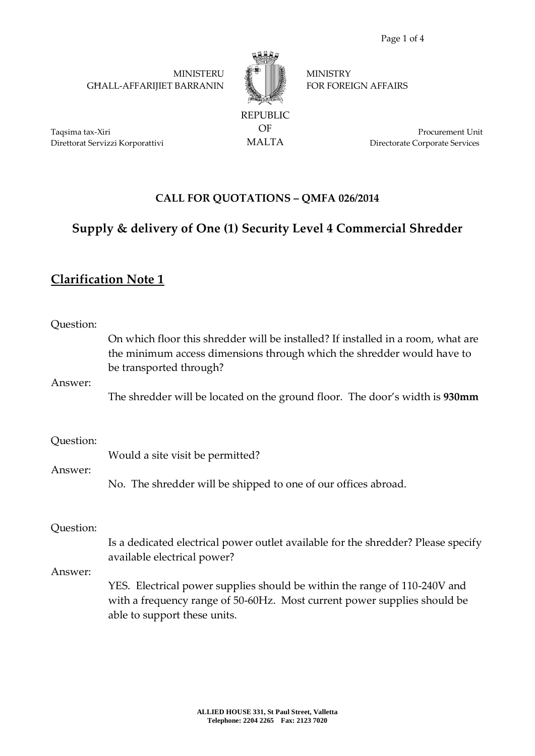MINISTERU
GĦALL-AFFARIJIET BARRANIN

MINISTRY
FOR FOREIGN AFFAIRS

REPUBLIC
OF
MALTA

Taqsima tax-Xiri
Direttorat Servizzi Korporattivi

Procurement Unit
Directorate Corporate Services

**CALL FOR QUOTATIONS – QMFA 026/2014**

## Supply & delivery of One (1) Security Level 4 Commercial Shredder

## Clarification Note 1

Question:

On which floor this shredder will be installed? If installed in a room, what are the minimum access dimensions through which the shredder would have to be transported through?

Answer:

The shredder will be located on the ground floor. The door's width is **930mm**

Question:

Would a site visit be permitted?

Answer:

No. The shredder will be shipped to one of our offices abroad.

Question:

Is a dedicated electrical power outlet available for the shredder? Please specify available electrical power?

Answer:

YES. Electrical power supplies should be within the range of 110-240V and with a frequency range of 50-60Hz. Most current power supplies should be able to support these units.

**ALLIED HOUSE 331, St Paul Street, Valletta**
**Telephone: 2204 2265 Fax: 2123 7020**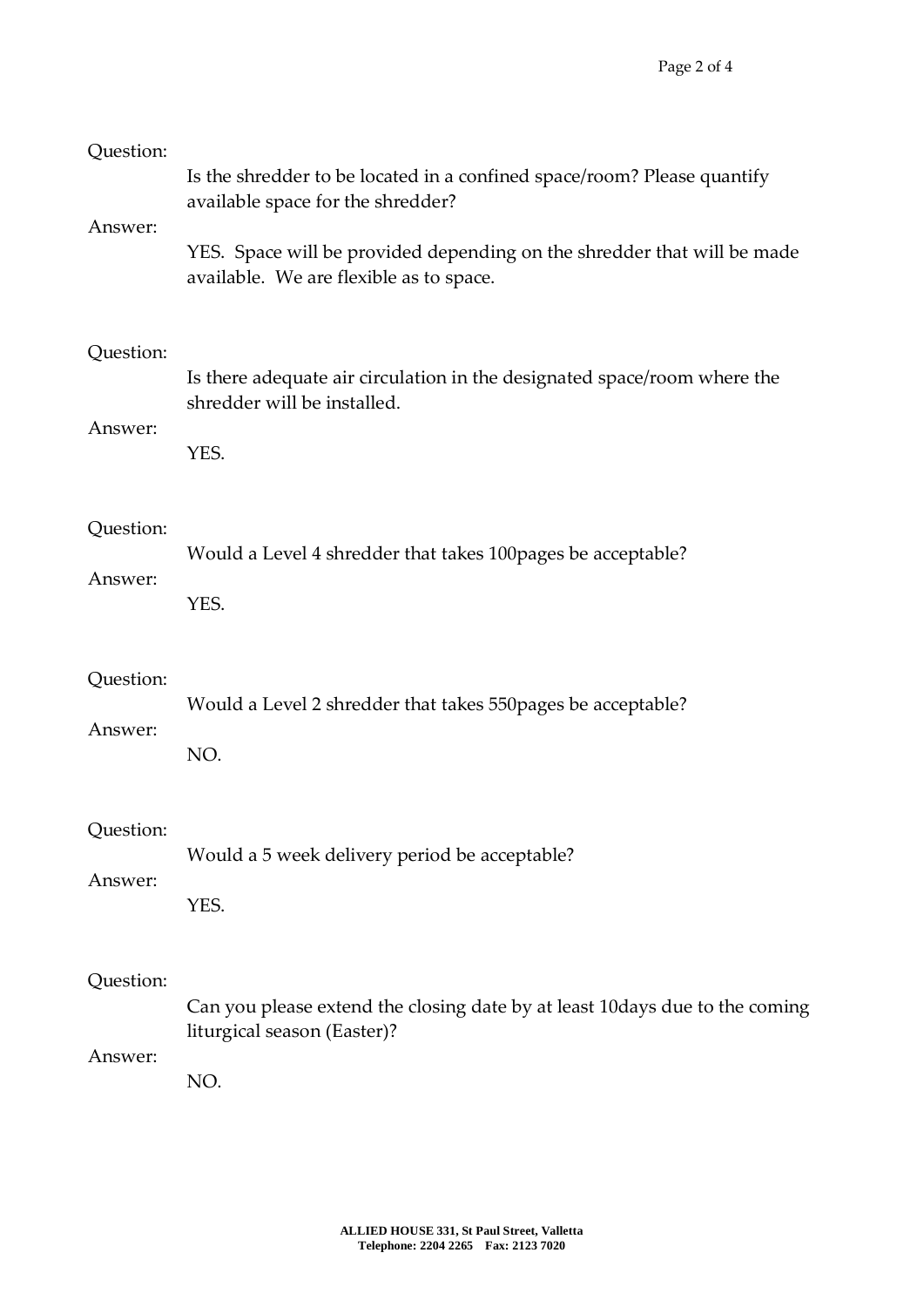Question:

Is the shredder to be located in a confined space/room? Please quantify available space for the shredder?

Answer:

YES. Space will be provided depending on the shredder that will be made available. We are flexible as to space.

Question:

Is there adequate air circulation in the designated space/room where the shredder will be installed.

Answer:

YES.

Question:

Would a Level 4 shredder that takes 100pages be acceptable?

Answer:

YES.

Question:

Would a Level 2 shredder that takes 550pages be acceptable?

Answer:

NO.

Question:

Would a 5 week delivery period be acceptable?

Answer:

YES.

Question:

Can you please extend the closing date by at least 10days due to the coming liturgical season (Easter)?

Answer:

NO.

**ALLIED HOUSE 331, St Paul Street, Valletta**
**Telephone: 2204 2265 Fax: 2123 7020**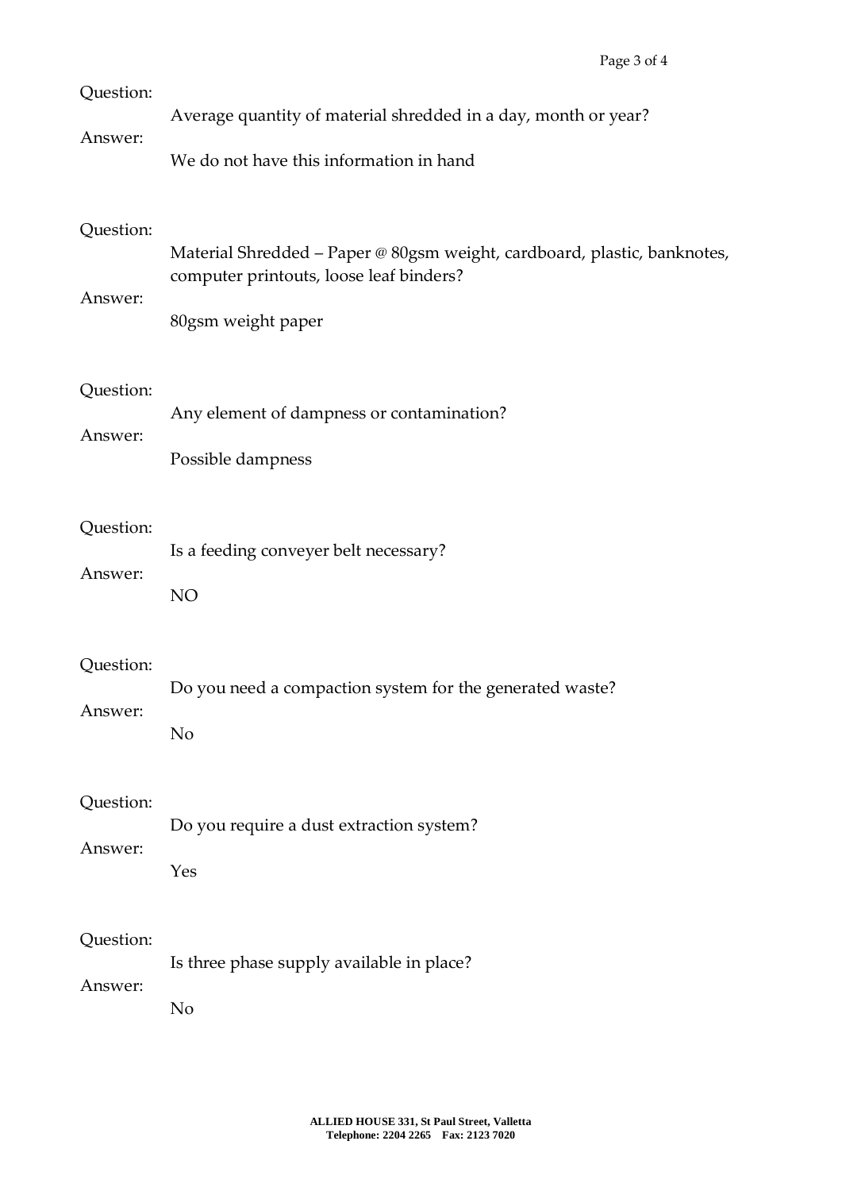Question:

Average quantity of material shredded in a day, month or year?

Answer:

We do not have this information in hand

Question:

Material Shredded – Paper @ 80gsm weight, cardboard, plastic, banknotes, computer printouts, loose leaf binders?

Answer:

80gsm weight paper

Question:

Any element of dampness or contamination?

Answer:

Possible dampness

Question:

Is a feeding conveyer belt necessary?

Answer:

NO

Question:

Do you need a compaction system for the generated waste?

Answer:

No

Question:

Do you require a dust extraction system?

Answer:

Yes

Question:

Is three phase supply available in place?

Answer:

No

**ALLIED HOUSE 331, St Paul Street, Valletta**
**Telephone: 2204 2265 Fax: 2123 7020**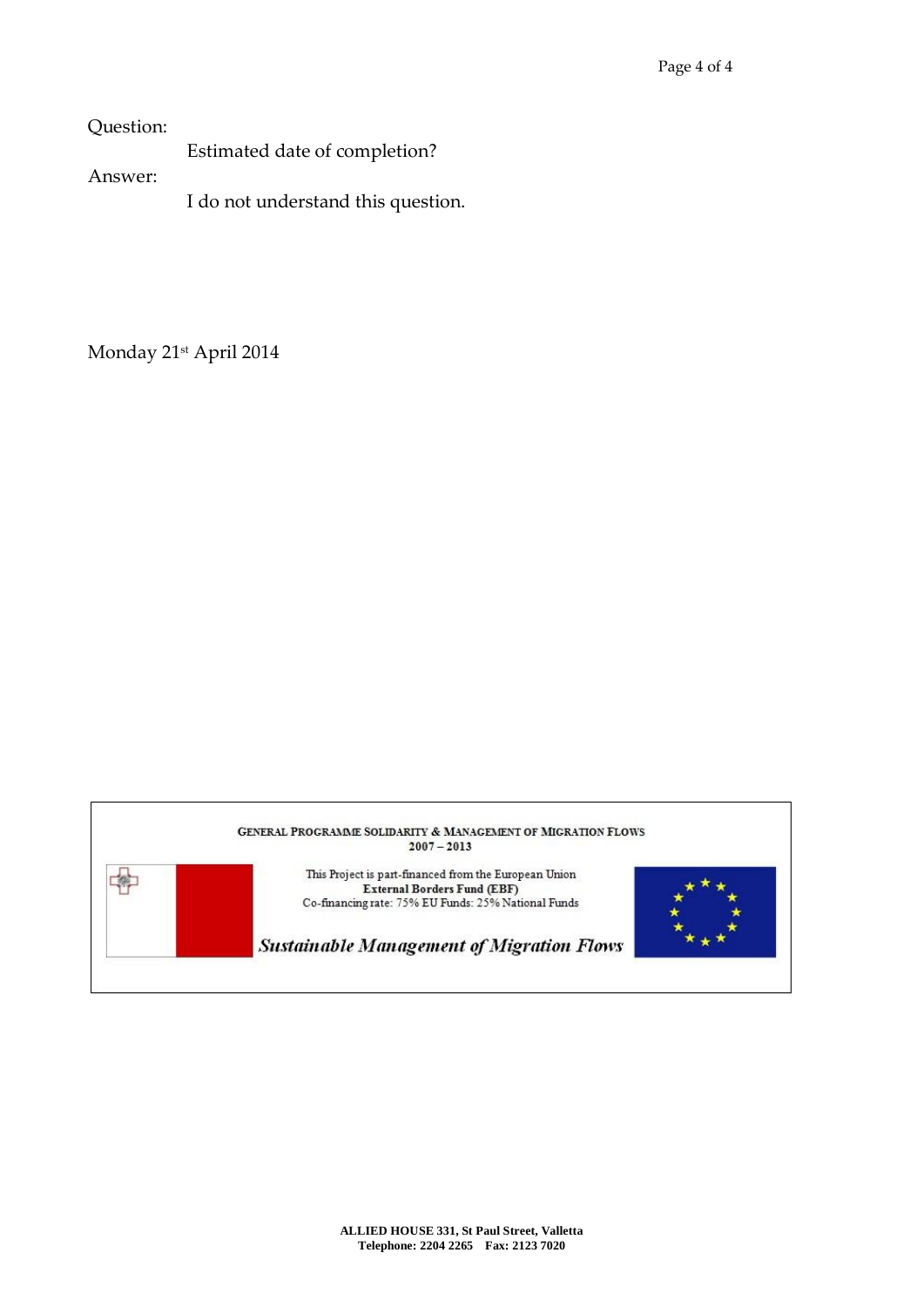Question:

Estimated date of completion?

Answer:

I do not understand this question.

Monday 21st April 2014

GENERAL PROGRAMME SOLIDARITY & MANAGEMENT OF MIGRATION FLOWS
2007 – 2013

This Project is part-financed from the European Union
**External Borders Fund (EBF)**
Co-financing rate: 75% EU Funds: 25% National Funds

***Sustainable Management of Migration Flows***

**ALLIED HOUSE 331, St Paul Street, Valletta**
**Telephone: 2204 2265 Fax: 2123 7020**